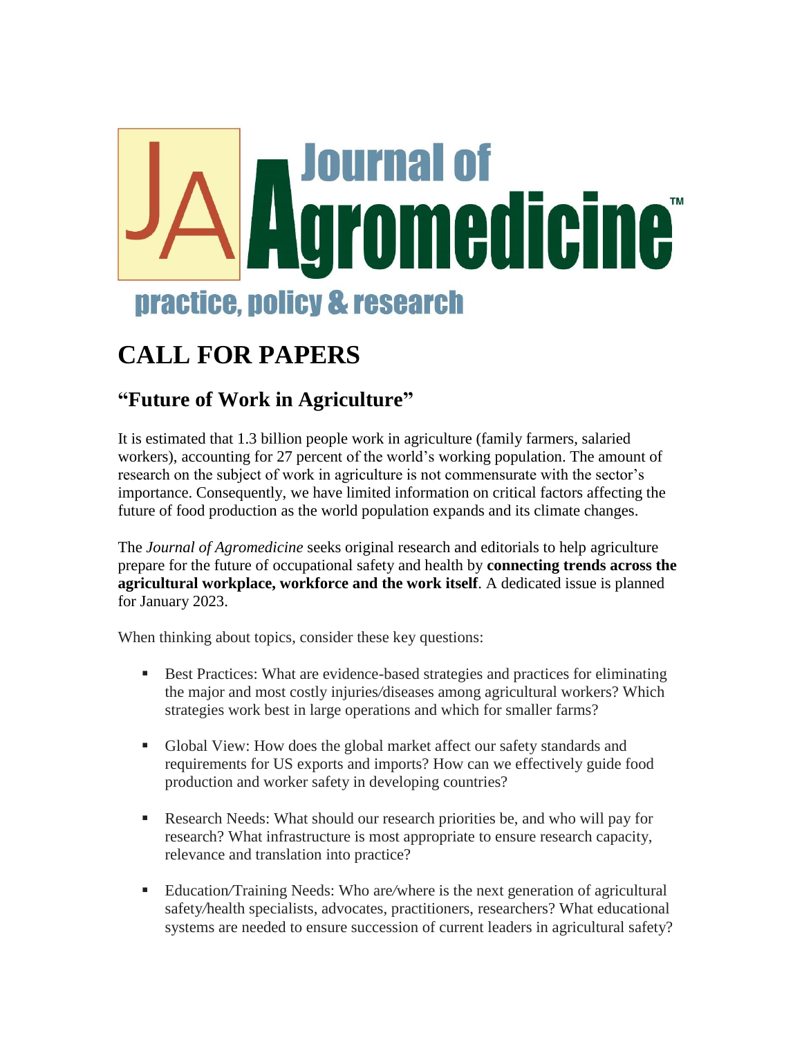# Journal of Agromedicine™

practice, policy & research

# CALL FOR PAPERS

## "Future of Work in Agriculture"

It is estimated that 1.3 billion people work in agriculture (family farmers, salaried workers), accounting for 27 percent of the world's working population. The amount of research on the subject of work in agriculture is not commensurate with the sector's importance. Consequently, we have limited information on critical factors affecting the future of food production as the world population expands and its climate changes.

The *Journal of Agromedicine* seeks original research and editorials to help agriculture prepare for the future of occupational safety and health by **connecting trends across the agricultural workplace, workforce and the work itself**. A dedicated issue is planned for January 2023.

When thinking about topics, consider these key questions:

- Best Practices: What are evidence-based strategies and practices for eliminating the major and most costly injuries/diseases among agricultural workers? Which strategies work best in large operations and which for smaller farms?
- Global View: How does the global market affect our safety standards and requirements for US exports and imports? How can we effectively guide food production and worker safety in developing countries?
- Research Needs: What should our research priorities be, and who will pay for research? What infrastructure is most appropriate to ensure research capacity, relevance and translation into practice?
- Education/Training Needs: Who are/where is the next generation of agricultural safety/health specialists, advocates, practitioners, researchers? What educational systems are needed to ensure succession of current leaders in agricultural safety?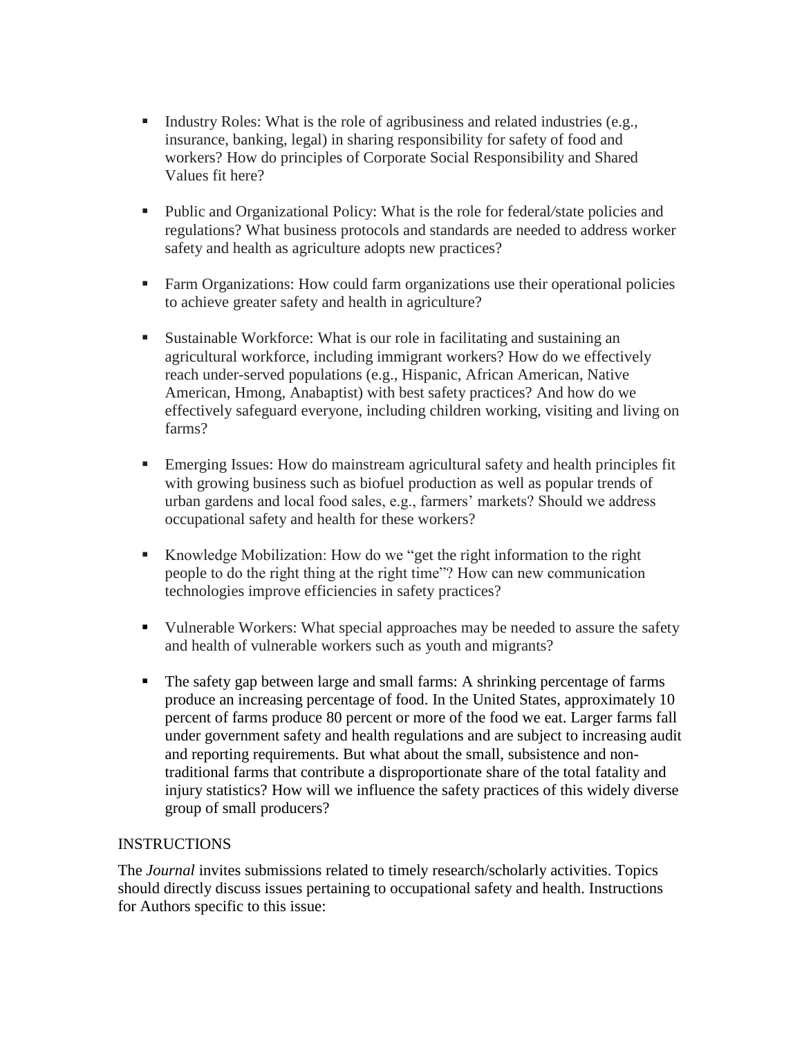- Industry Roles: What is the role of agribusiness and related industries (e.g., insurance, banking, legal) in sharing responsibility for safety of food and workers? How do principles of Corporate Social Responsibility and Shared Values fit here?

- Public and Organizational Policy: What is the role for federal/state policies and regulations? What business protocols and standards are needed to address worker safety and health as agriculture adopts new practices?

- Farm Organizations: How could farm organizations use their operational policies to achieve greater safety and health in agriculture?

- Sustainable Workforce: What is our role in facilitating and sustaining an agricultural workforce, including immigrant workers? How do we effectively reach under-served populations (e.g., Hispanic, African American, Native American, Hmong, Anabaptist) with best safety practices? And how do we effectively safeguard everyone, including children working, visiting and living on farms?

- Emerging Issues: How do mainstream agricultural safety and health principles fit with growing business such as biofuel production as well as popular trends of urban gardens and local food sales, e.g., farmers' markets? Should we address occupational safety and health for these workers?

- Knowledge Mobilization: How do we "get the right information to the right people to do the right thing at the right time"? How can new communication technologies improve efficiencies in safety practices?

- Vulnerable Workers: What special approaches may be needed to assure the safety and health of vulnerable workers such as youth and migrants?

- The safety gap between large and small farms: A shrinking percentage of farms produce an increasing percentage of food. In the United States, approximately 10 percent of farms produce 80 percent or more of the food we eat. Larger farms fall under government safety and health regulations and are subject to increasing audit and reporting requirements. But what about the small, subsistence and non-traditional farms that contribute a disproportionate share of the total fatality and injury statistics? How will we influence the safety practices of this widely diverse group of small producers?

## INSTRUCTIONS

The *Journal* invites submissions related to timely research/scholarly activities. Topics should directly discuss issues pertaining to occupational safety and health. Instructions for Authors specific to this issue: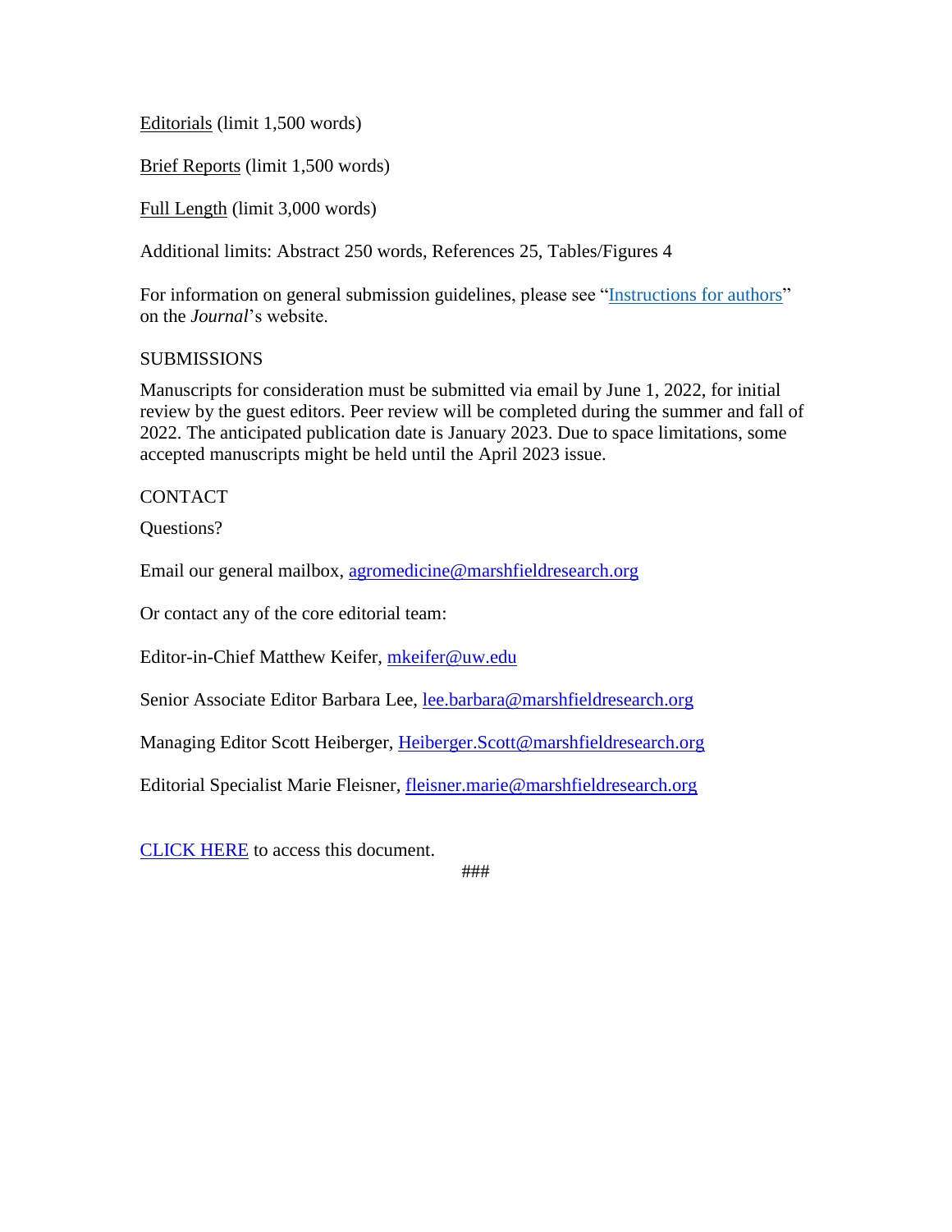Editorials (limit 1,500 words)

Brief Reports (limit 1,500 words)

Full Length (limit 3,000 words)

Additional limits: Abstract 250 words, References 25, Tables/Figures 4

For information on general submission guidelines, please see "Instructions for authors" on the *Journal*'s website.

SUBMISSIONS

Manuscripts for consideration must be submitted via email by June 1, 2022, for initial review by the guest editors. Peer review will be completed during the summer and fall of 2022. The anticipated publication date is January 2023. Due to space limitations, some accepted manuscripts might be held until the April 2023 issue.

CONTACT

Questions?

Email our general mailbox, agromedicine@marshfieldresearch.org

Or contact any of the core editorial team:

Editor-in-Chief Matthew Keifer, mkeifer@uw.edu

Senior Associate Editor Barbara Lee, lee.barbara@marshfieldresearch.org

Managing Editor Scott Heiberger, Heiberger.Scott@marshfieldresearch.org

Editorial Specialist Marie Fleisner, fleisner.marie@marshfieldresearch.org

CLICK HERE to access this document.

###